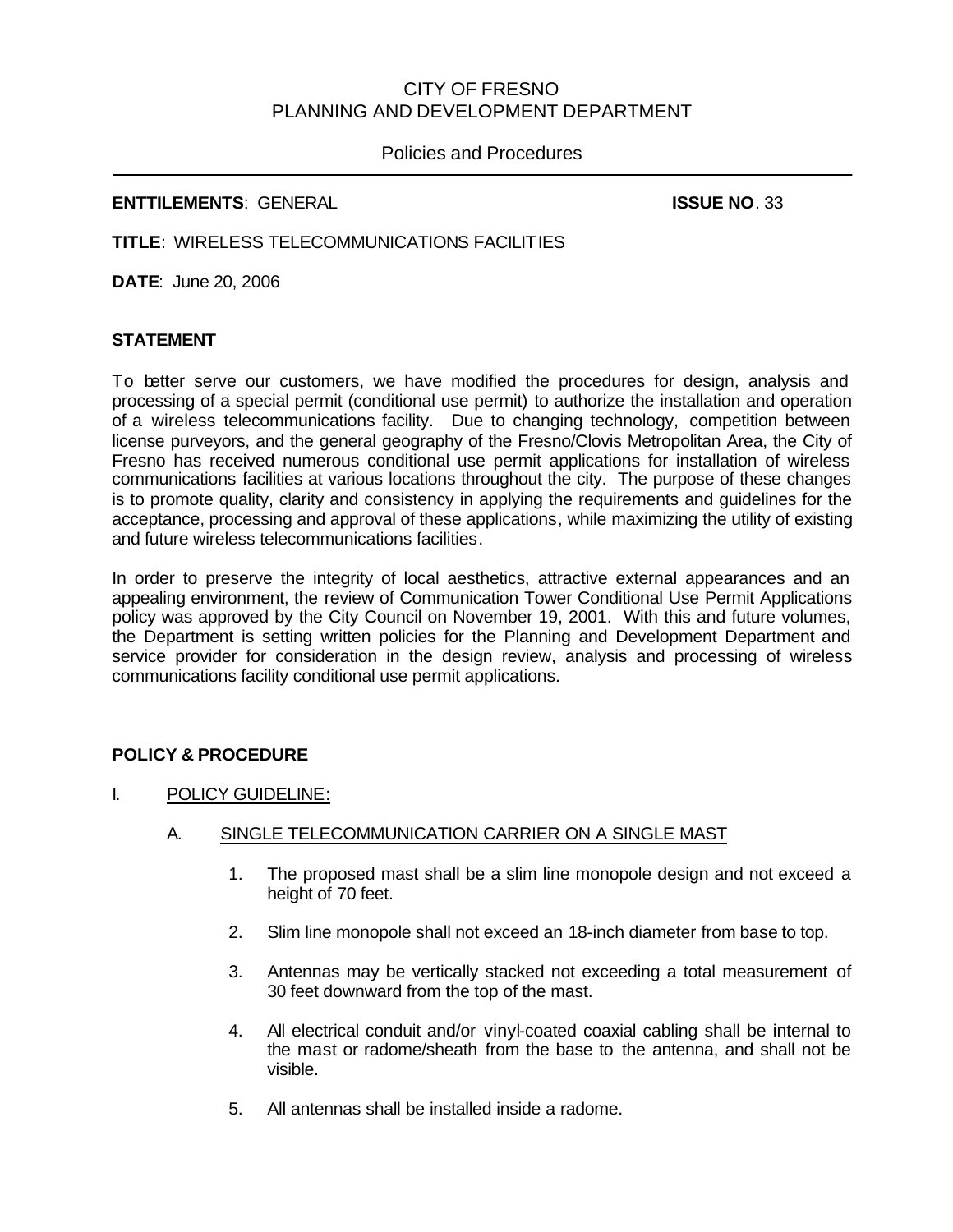CITY OF FRESNO
PLANNING AND DEVELOPMENT DEPARTMENT

Policies and Procedures

---

**ENTTILEMENTS**: GENERAL **ISSUE NO**. 33

**TITLE**: WIRELESS TELECOMMUNICATIONS FACILITIES

**DATE**: June 20, 2006

## STATEMENT

To better serve our customers, we have modified the procedures for design, analysis and processing of a special permit (conditional use permit) to authorize the installation and operation of a wireless telecommunications facility. Due to changing technology, competition between license purveyors, and the general geography of the Fresno/Clovis Metropolitan Area, the City of Fresno has received numerous conditional use permit applications for installation of wireless communications facilities at various locations throughout the city. The purpose of these changes is to promote quality, clarity and consistency in applying the requirements and guidelines for the acceptance, processing and approval of these applications, while maximizing the utility of existing and future wireless telecommunications facilities.

In order to preserve the integrity of local aesthetics, attractive external appearances and an appealing environment, the review of Communication Tower Conditional Use Permit Applications policy was approved by the City Council on November 19, 2001. With this and future volumes, the Department is setting written policies for the Planning and Development Department and service provider for consideration in the design review, analysis and processing of wireless communications facility conditional use permit applications.

## POLICY & PROCEDURE

I. POLICY GUIDELINE:

   A. SINGLE TELECOMMUNICATION CARRIER ON A SINGLE MAST

      1. The proposed mast shall be a slim line monopole design and not exceed a height of 70 feet.

      2. Slim line monopole shall not exceed an 18-inch diameter from base to top.

      3. Antennas may be vertically stacked not exceeding a total measurement of 30 feet downward from the top of the mast.

      4. All electrical conduit and/or vinyl-coated coaxial cabling shall be internal to the mast or radome/sheath from the base to the antenna, and shall not be visible.

      5. All antennas shall be installed inside a radome.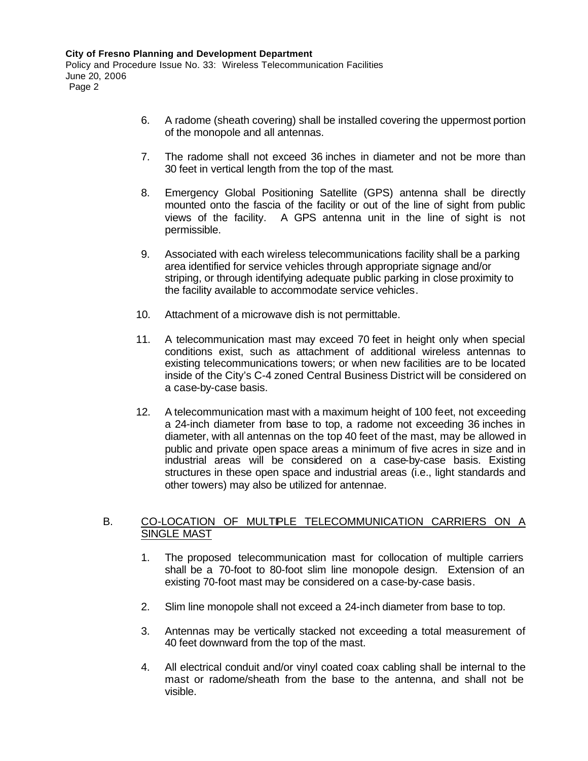6. A radome (sheath covering) shall be installed covering the uppermost portion of the monopole and all antennas.

7. The radome shall not exceed 36 inches in diameter and not be more than 30 feet in vertical length from the top of the mast.

8. Emergency Global Positioning Satellite (GPS) antenna shall be directly mounted onto the fascia of the facility or out of the line of sight from public views of the facility. A GPS antenna unit in the line of sight is not permissible.

9. Associated with each wireless telecommunications facility shall be a parking area identified for service vehicles through appropriate signage and/or striping, or through identifying adequate public parking in close proximity to the facility available to accommodate service vehicles.

10. Attachment of a microwave dish is not permittable.

11. A telecommunication mast may exceed 70 feet in height only when special conditions exist, such as attachment of additional wireless antennas to existing telecommunications towers; or when new facilities are to be located inside of the City's C-4 zoned Central Business District will be considered on a case-by-case basis.

12. A telecommunication mast with a maximum height of 100 feet, not exceeding a 24-inch diameter from base to top, a radome not exceeding 36 inches in diameter, with all antennas on the top 40 feet of the mast, may be allowed in public and private open space areas a minimum of five acres in size and in industrial areas will be considered on a case-by-case basis. Existing structures in these open space and industrial areas (i.e., light standards and other towers) may also be utilized for antennae.

B. <u>CO-LOCATION OF MULTIPLE TELECOMMUNICATION CARRIERS ON A SINGLE MAST</u>

1. The proposed telecommunication mast for collocation of multiple carriers shall be a 70-foot to 80-foot slim line monopole design. Extension of an existing 70-foot mast may be considered on a case-by-case basis.

2. Slim line monopole shall not exceed a 24-inch diameter from base to top.

3. Antennas may be vertically stacked not exceeding a total measurement of 40 feet downward from the top of the mast.

4. All electrical conduit and/or vinyl coated coax cabling shall be internal to the mast or radome/sheath from the base to the antenna, and shall not be visible.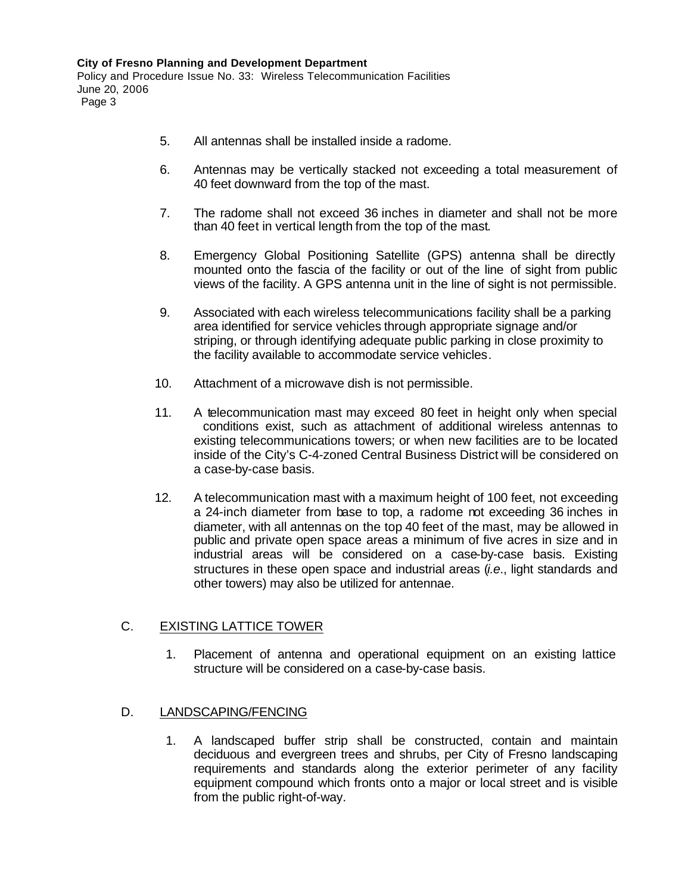5. All antennas shall be installed inside a radome.

6. Antennas may be vertically stacked not exceeding a total measurement of 40 feet downward from the top of the mast.

7. The radome shall not exceed 36 inches in diameter and shall not be more than 40 feet in vertical length from the top of the mast.

8. Emergency Global Positioning Satellite (GPS) antenna shall be directly mounted onto the fascia of the facility or out of the line of sight from public views of the facility. A GPS antenna unit in the line of sight is not permissible.

9. Associated with each wireless telecommunications facility shall be a parking area identified for service vehicles through appropriate signage and/or striping, or through identifying adequate public parking in close proximity to the facility available to accommodate service vehicles.

10. Attachment of a microwave dish is not permissible.

11. A telecommunication mast may exceed 80 feet in height only when special conditions exist, such as attachment of additional wireless antennas to existing telecommunications towers; or when new facilities are to be located inside of the City's C-4-zoned Central Business District will be considered on a case-by-case basis.

12. A telecommunication mast with a maximum height of 100 feet, not exceeding a 24-inch diameter from base to top, a radome not exceeding 36 inches in diameter, with all antennas on the top 40 feet of the mast, may be allowed in public and private open space areas a minimum of five acres in size and in industrial areas will be considered on a case-by-case basis. Existing structures in these open space and industrial areas (*i.e.*, light standards and other towers) may also be utilized for antennae.

## C. EXISTING LATTICE TOWER

1. Placement of antenna and operational equipment on an existing lattice structure will be considered on a case-by-case basis.

## D. LANDSCAPING/FENCING

1. A landscaped buffer strip shall be constructed, contain and maintain deciduous and evergreen trees and shrubs, per City of Fresno landscaping requirements and standards along the exterior perimeter of any facility equipment compound which fronts onto a major or local street and is visible from the public right-of-way.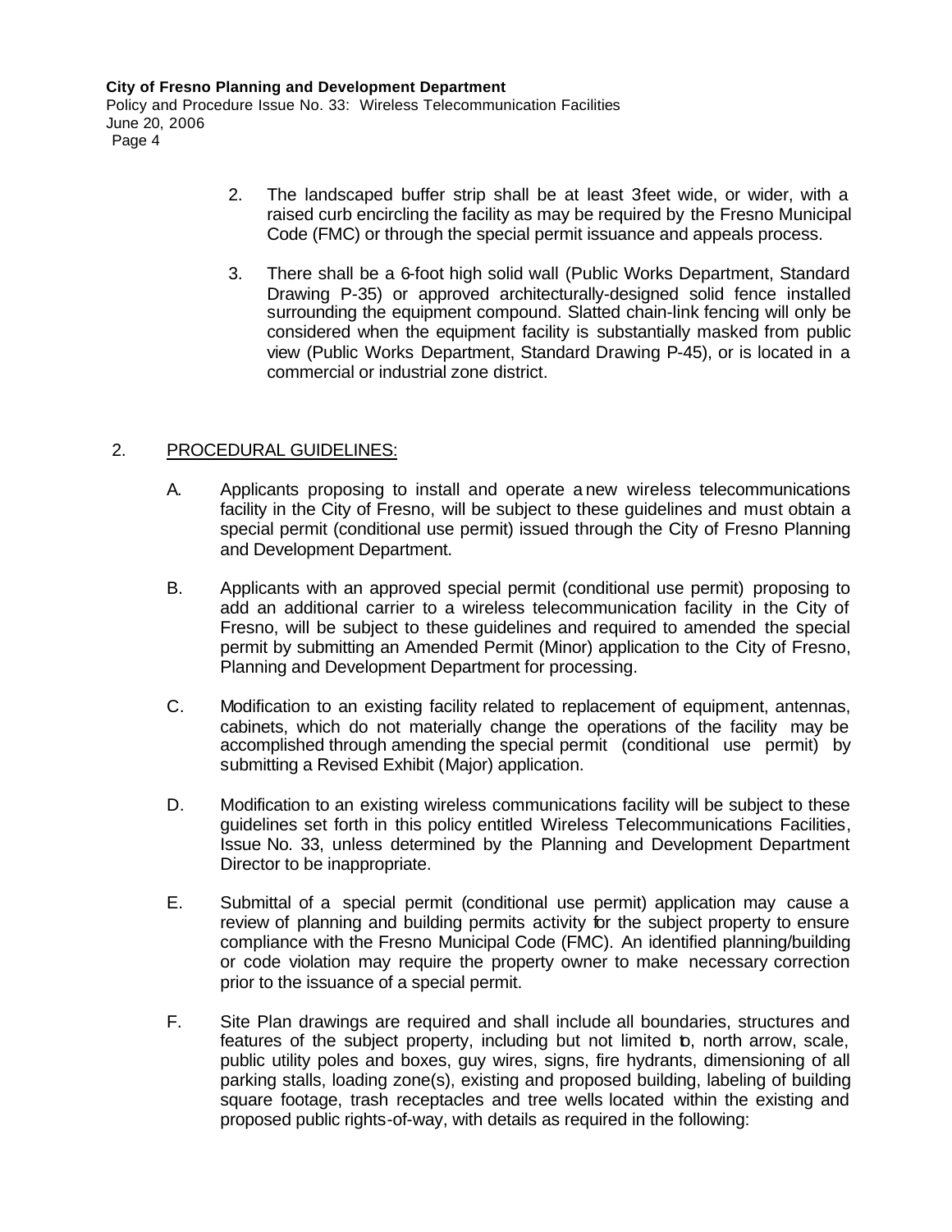2. The landscaped buffer strip shall be at least 3feet wide, or wider, with a raised curb encircling the facility as may be required by the Fresno Municipal Code (FMC) or through the special permit issuance and appeals process.

3. There shall be a 6-foot high solid wall (Public Works Department, Standard Drawing P-35) or approved architecturally-designed solid fence installed surrounding the equipment compound. Slatted chain-link fencing will only be considered when the equipment facility is substantially masked from public view (Public Works Department, Standard Drawing P-45), or is located in a commercial or industrial zone district.

2. PROCEDURAL GUIDELINES:

A. Applicants proposing to install and operate a new wireless telecommunications facility in the City of Fresno, will be subject to these guidelines and must obtain a special permit (conditional use permit) issued through the City of Fresno Planning and Development Department.

B. Applicants with an approved special permit (conditional use permit) proposing to add an additional carrier to a wireless telecommunication facility in the City of Fresno, will be subject to these guidelines and required to amended the special permit by submitting an Amended Permit (Minor) application to the City of Fresno, Planning and Development Department for processing.

C. Modification to an existing facility related to replacement of equipment, antennas, cabinets, which do not materially change the operations of the facility may be accomplished through amending the special permit (conditional use permit) by submitting a Revised Exhibit (Major) application.

D. Modification to an existing wireless communications facility will be subject to these guidelines set forth in this policy entitled Wireless Telecommunications Facilities, Issue No. 33, unless determined by the Planning and Development Department Director to be inappropriate.

E. Submittal of a special permit (conditional use permit) application may cause a review of planning and building permits activity for the subject property to ensure compliance with the Fresno Municipal Code (FMC). An identified planning/building or code violation may require the property owner to make necessary correction prior to the issuance of a special permit.

F. Site Plan drawings are required and shall include all boundaries, structures and features of the subject property, including but not limited to, north arrow, scale, public utility poles and boxes, guy wires, signs, fire hydrants, dimensioning of all parking stalls, loading zone(s), existing and proposed building, labeling of building square footage, trash receptacles and tree wells located within the existing and proposed public rights-of-way, with details as required in the following: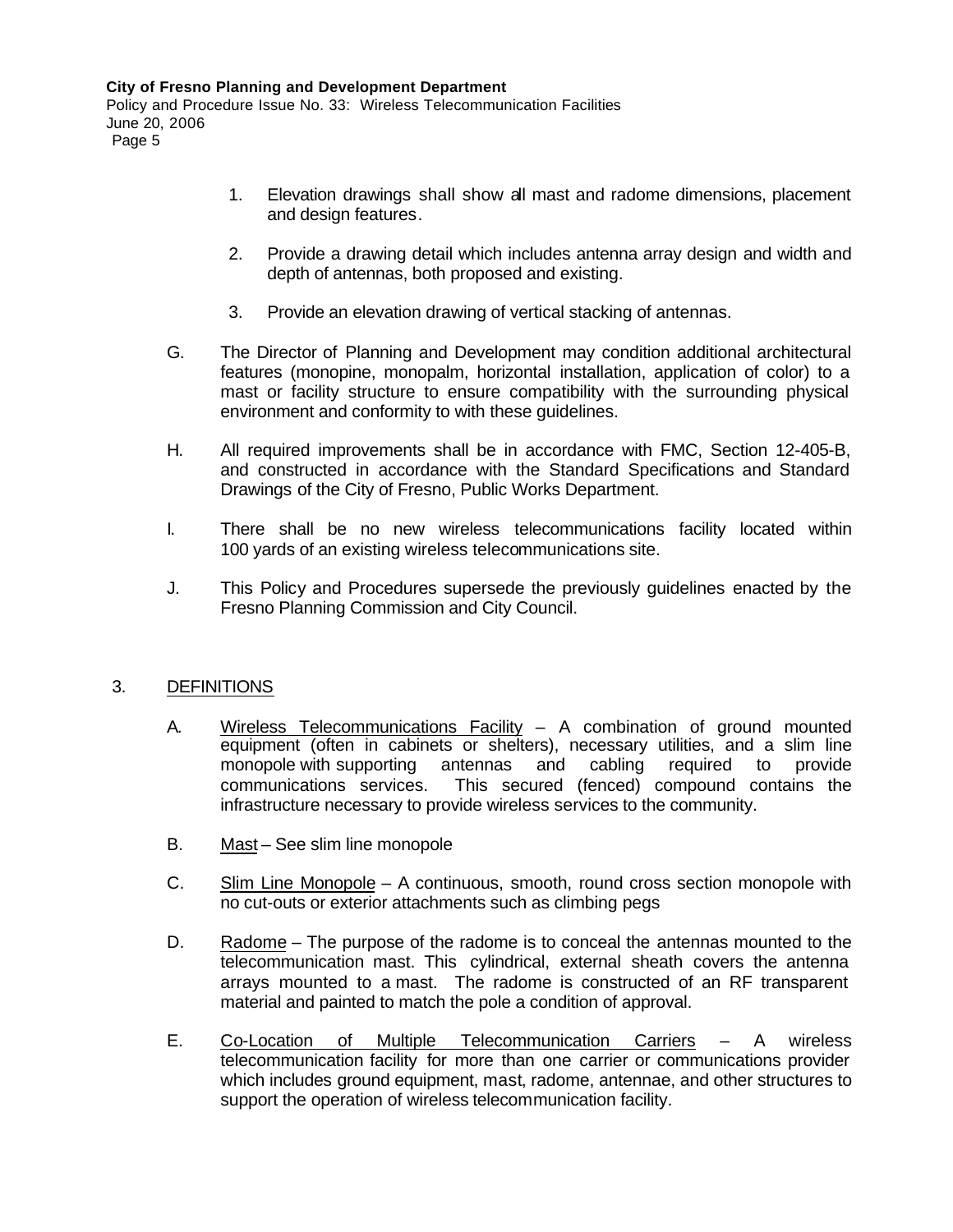1. Elevation drawings shall show all mast and radome dimensions, placement and design features.

2. Provide a drawing detail which includes antenna array design and width and depth of antennas, both proposed and existing.

3. Provide an elevation drawing of vertical stacking of antennas.

G. The Director of Planning and Development may condition additional architectural features (monopine, monopalm, horizontal installation, application of color) to a mast or facility structure to ensure compatibility with the surrounding physical environment and conformity to with these guidelines.

H. All required improvements shall be in accordance with FMC, Section 12-405-B, and constructed in accordance with the Standard Specifications and Standard Drawings of the City of Fresno, Public Works Department.

I. There shall be no new wireless telecommunications facility located within 100 yards of an existing wireless telecommunications site.

J. This Policy and Procedures supersede the previously guidelines enacted by the Fresno Planning Commission and City Council.

3. DEFINITIONS

A. Wireless Telecommunications Facility – A combination of ground mounted equipment (often in cabinets or shelters), necessary utilities, and a slim line monopole with supporting antennas and cabling required to provide communications services. This secured (fenced) compound contains the infrastructure necessary to provide wireless services to the community.

B. Mast – See slim line monopole

C. Slim Line Monopole – A continuous, smooth, round cross section monopole with no cut-outs or exterior attachments such as climbing pegs

D. Radome – The purpose of the radome is to conceal the antennas mounted to the telecommunication mast. This cylindrical, external sheath covers the antenna arrays mounted to a mast. The radome is constructed of an RF transparent material and painted to match the pole a condition of approval.

E. Co-Location of Multiple Telecommunication Carriers – A wireless telecommunication facility for more than one carrier or communications provider which includes ground equipment, mast, radome, antennae, and other structures to support the operation of wireless telecommunication facility.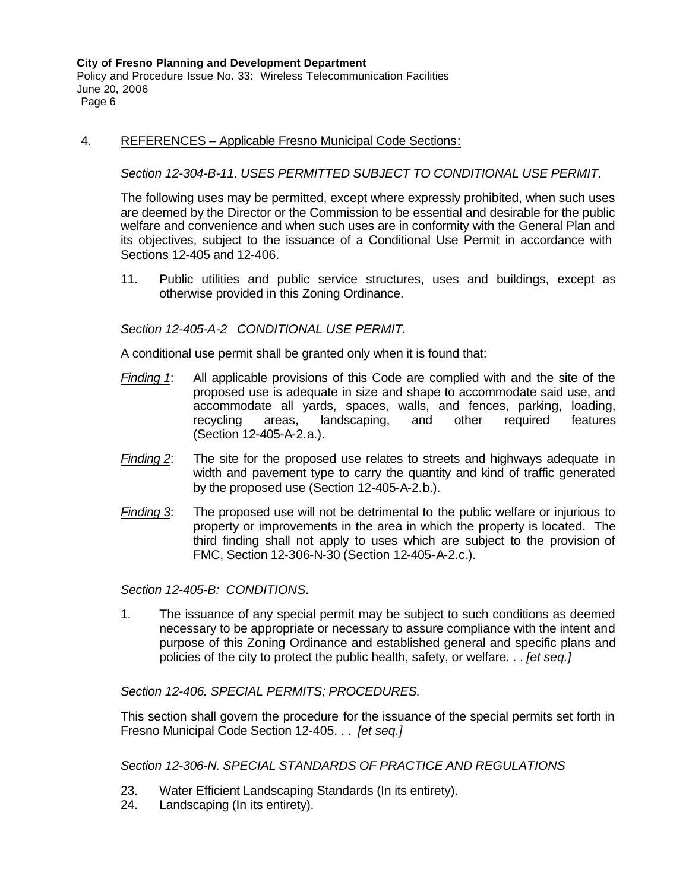4. <u>REFERENCES – Applicable Fresno Municipal Code Sections:</u>

*Section 12-304-B-11. USES PERMITTED SUBJECT TO CONDITIONAL USE PERMIT.*

The following uses may be permitted, except where expressly prohibited, when such uses are deemed by the Director or the Commission to be essential and desirable for the public welfare and convenience and when such uses are in conformity with the General Plan and its objectives, subject to the issuance of a Conditional Use Permit in accordance with Sections 12-405 and 12-406.

11. Public utilities and public service structures, uses and buildings, except as otherwise provided in this Zoning Ordinance.

*Section 12-405-A-2 CONDITIONAL USE PERMIT.*

A conditional use permit shall be granted only when it is found that:

*<u>Finding 1</u>*: All applicable provisions of this Code are complied with and the site of the proposed use is adequate in size and shape to accommodate said use, and accommodate all yards, spaces, walls, and fences, parking, loading, recycling areas, landscaping, and other required features (Section 12-405-A-2.a.).

*<u>Finding 2</u>*: The site for the proposed use relates to streets and highways adequate in width and pavement type to carry the quantity and kind of traffic generated by the proposed use (Section 12-405-A-2.b.).

*<u>Finding 3</u>*: The proposed use will not be detrimental to the public welfare or injurious to property or improvements in the area in which the property is located. The third finding shall not apply to uses which are subject to the provision of FMC, Section 12-306-N-30 (Section 12-405-A-2.c.).

*Section 12-405-B: CONDITIONS.*

1. The issuance of any special permit may be subject to such conditions as deemed necessary to be appropriate or necessary to assure compliance with the intent and purpose of this Zoning Ordinance and established general and specific plans and policies of the city to protect the public health, safety, or welfare. . . *[et seq.]*

*Section 12-406. SPECIAL PERMITS; PROCEDURES.*

This section shall govern the procedure for the issuance of the special permits set forth in Fresno Municipal Code Section 12-405. . . *[et seq.]*

*Section 12-306-N. SPECIAL STANDARDS OF PRACTICE AND REGULATIONS*

23. Water Efficient Landscaping Standards (In its entirety).
24. Landscaping (In its entirety).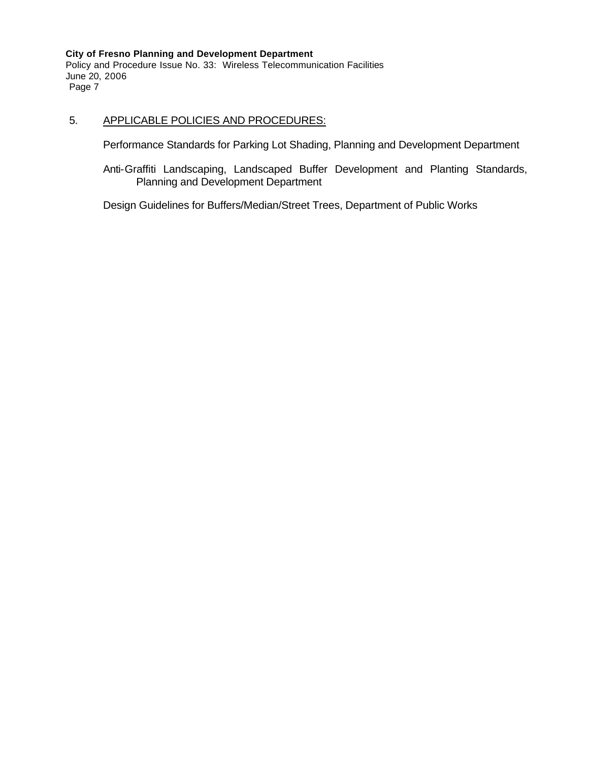5. <u>APPLICABLE POLICIES AND PROCEDURES:</u>

Performance Standards for Parking Lot Shading, Planning and Development Department

Anti-Graffiti Landscaping, Landscaped Buffer Development and Planting Standards, Planning and Development Department

Design Guidelines for Buffers/Median/Street Trees, Department of Public Works